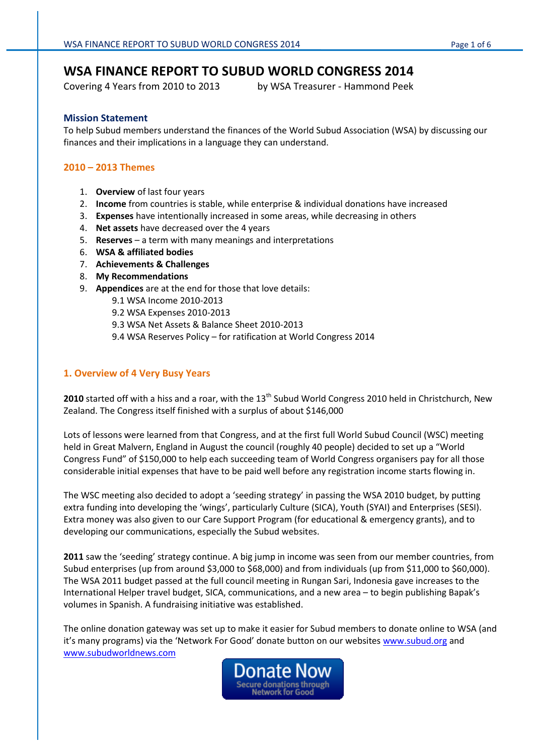# WSA FINANCE REPORT TO SUBUD WORLD CONGRESS 2014

Covering 4 Years from 2010 to 2013 by WSA Treasurer - Hammond Peek

### Mission Statement

To help Subud members understand the finances of the World Subud Association (WSA) by discussing our finances and their implications in a language they can understand.

### 2010 – 2013 Themes

1. **Overview** of last four years
2. **Income** from countries is stable, while enterprise & individual donations have increased
3. **Expenses** have intentionally increased in some areas, while decreasing in others
4. **Net assets** have decreased over the 4 years
5. **Reserves** – a term with many meanings and interpretations
6. **WSA & affiliated bodies**
7. **Achievements & Challenges**
8. **My Recommendations**
9. **Appendices** are at the end for those that love details:
   - 9.1 WSA Income 2010-2013
   - 9.2 WSA Expenses 2010-2013
   - 9.3 WSA Net Assets & Balance Sheet 2010-2013
   - 9.4 WSA Reserves Policy – for ratification at World Congress 2014

## 1. Overview of 4 Very Busy Years

**2010** started off with a hiss and a roar, with the 13th Subud World Congress 2010 held in Christchurch, New Zealand. The Congress itself finished with a surplus of about $146,000

Lots of lessons were learned from that Congress, and at the first full World Subud Council (WSC) meeting held in Great Malvern, England in August the council (roughly 40 people) decided to set up a "World Congress Fund" of $150,000 to help each succeeding team of World Congress organisers pay for all those considerable initial expenses that have to be paid well before any registration income starts flowing in.

The WSC meeting also decided to adopt a 'seeding strategy' in passing the WSA 2010 budget, by putting extra funding into developing the 'wings', particularly Culture (SICA), Youth (SYAI) and Enterprises (SESI). Extra money was also given to our Care Support Program (for educational & emergency grants), and to developing our communications, especially the Subud websites.

**2011** saw the 'seeding' strategy continue. A big jump in income was seen from our member countries, from Subud enterprises (up from around $3,000 to $68,000) and from individuals (up from $11,000 to $60,000). The WSA 2011 budget passed at the full council meeting in Rungan Sari, Indonesia gave increases to the International Helper travel budget, SICA, communications, and a new area – to begin publishing Bapak's volumes in Spanish. A fundraising initiative was established.

The online donation gateway was set up to make it easier for Subud members to donate online to WSA (and it's many programs) via the 'Network For Good' donate button on our websites www.subud.org and www.subudworldnews.com

Donate Now
Secure donations through Network for Good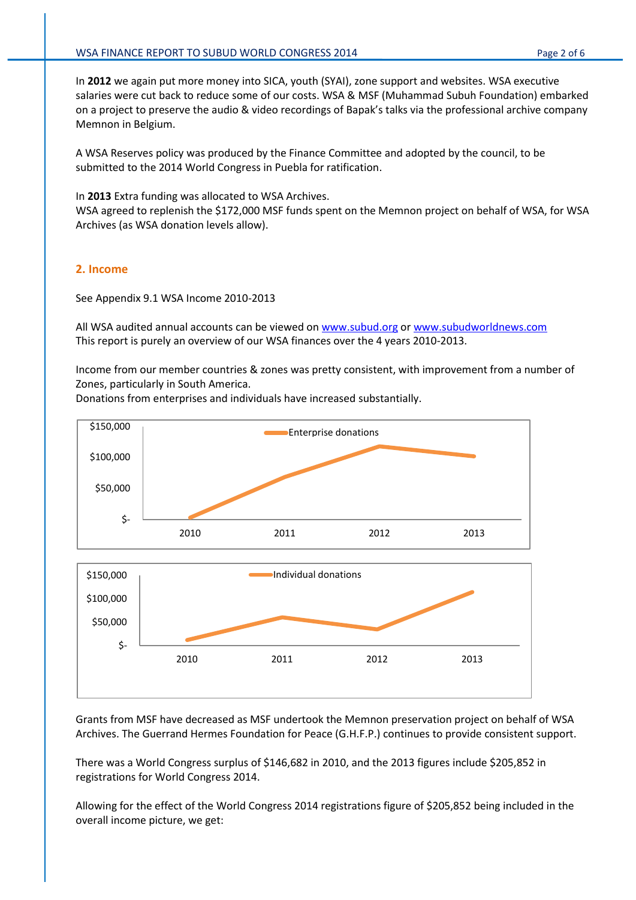In **2012** we again put more money into SICA, youth (SYAI), zone support and websites. WSA executive salaries were cut back to reduce some of our costs. WSA & MSF (Muhammad Subuh Foundation) embarked on a project to preserve the audio & video recordings of Bapak's talks via the professional archive company Memnon in Belgium.

A WSA Reserves policy was produced by the Finance Committee and adopted by the council, to be submitted to the 2014 World Congress in Puebla for ratification.

In **2013** Extra funding was allocated to WSA Archives.
WSA agreed to replenish the $172,000 MSF funds spent on the Memnon project on behalf of WSA, for WSA Archives (as WSA donation levels allow).

## 2. Income

See Appendix 9.1 WSA Income 2010-2013

All WSA audited annual accounts can be viewed on [www.subud.org](www.subud.org) or [www.subudworldnews.com](www.subudworldnews.com)
This report is purely an overview of our WSA finances over the 4 years 2010-2013.

Income from our member countries & zones was pretty consistent, with improvement from a number of Zones, particularly in South America.
Donations from enterprises and individuals have increased substantially.

Grants from MSF have decreased as MSF undertook the Memnon preservation project on behalf of WSA Archives. The Guerrand Hermes Foundation for Peace (G.H.F.P.) continues to provide consistent support.

There was a World Congress surplus of $146,682 in 2010, and the 2013 figures include $205,852 in registrations for World Congress 2014.

Allowing for the effect of the World Congress 2014 registrations figure of $205,852 being included in the overall income picture, we get: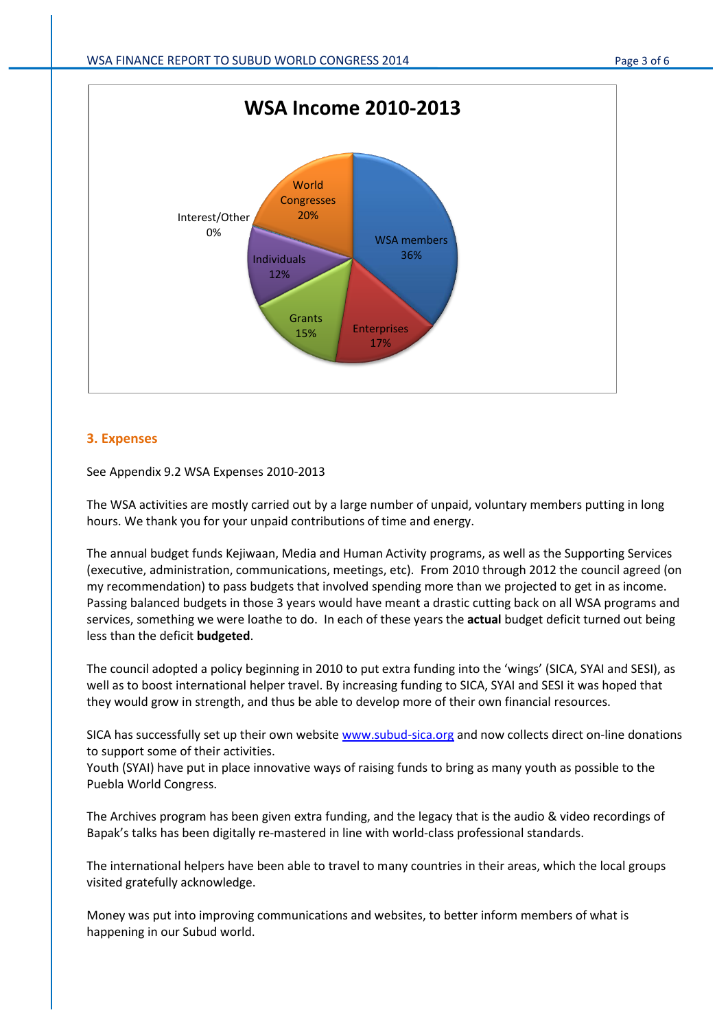**WSA Income 2010-2013**

- WSA members 36%
- Enterprises 17%
- Grants 15%
- Individuals 12%
- World Congresses 20%
- Interest/Other 0%

## 3. Expenses

See Appendix 9.2 WSA Expenses 2010-2013

The WSA activities are mostly carried out by a large number of unpaid, voluntary members putting in long hours. We thank you for your unpaid contributions of time and energy.

The annual budget funds Kejiwaan, Media and Human Activity programs, as well as the Supporting Services (executive, administration, communications, meetings, etc). From 2010 through 2012 the council agreed (on my recommendation) to pass budgets that involved spending more than we projected to get in as income. Passing balanced budgets in those 3 years would have meant a drastic cutting back on all WSA programs and services, something we were loathe to do. In each of these years the **actual** budget deficit turned out being less than the deficit **budgeted**.

The council adopted a policy beginning in 2010 to put extra funding into the 'wings' (SICA, SYAI and SESI), as well as to boost international helper travel. By increasing funding to SICA, SYAI and SESI it was hoped that they would grow in strength, and thus be able to develop more of their own financial resources.

SICA has successfully set up their own website www.subud-sica.org and now collects direct on-line donations to support some of their activities.
Youth (SYAI) have put in place innovative ways of raising funds to bring as many youth as possible to the Puebla World Congress.

The Archives program has been given extra funding, and the legacy that is the audio & video recordings of Bapak's talks has been digitally re-mastered in line with world-class professional standards.

The international helpers have been able to travel to many countries in their areas, which the local groups visited gratefully acknowledge.

Money was put into improving communications and websites, to better inform members of what is happening in our Subud world.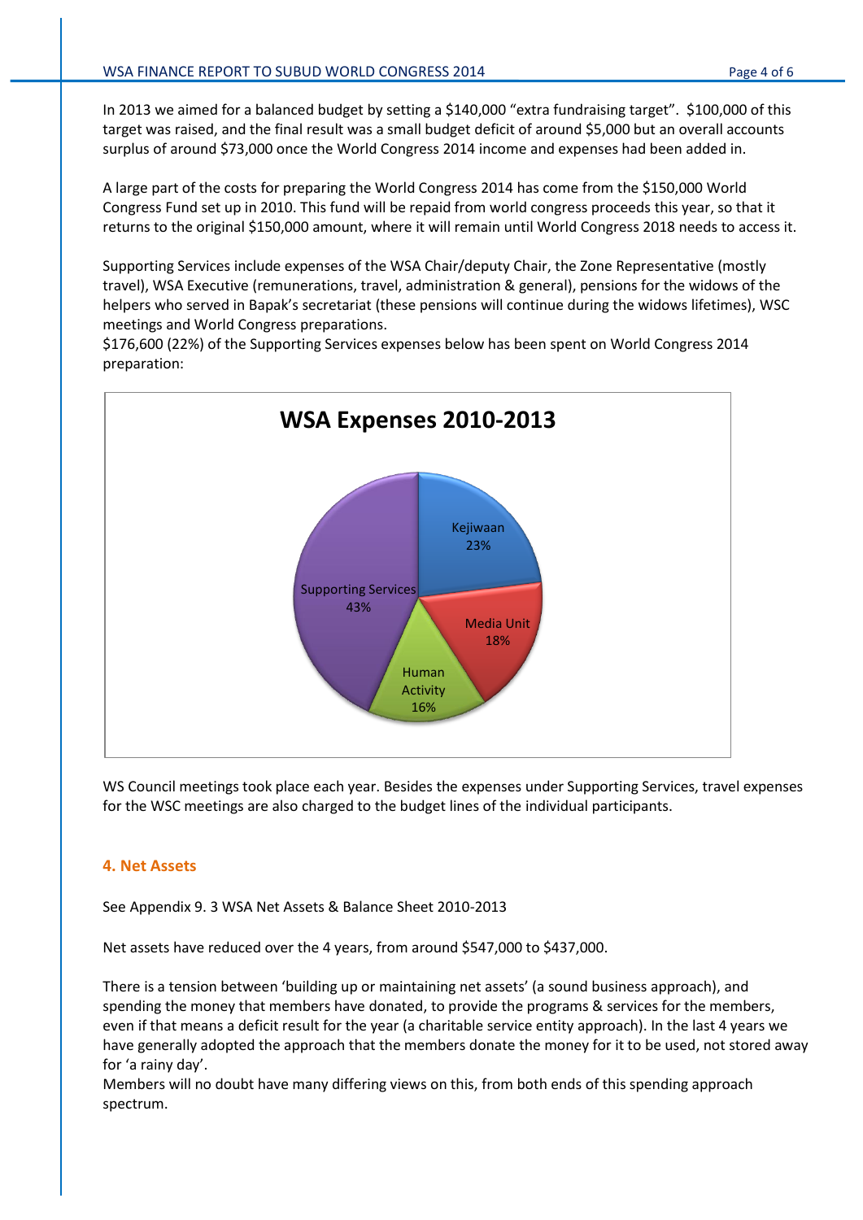In 2013 we aimed for a balanced budget by setting a $140,000 "extra fundraising target". $100,000 of this target was raised, and the final result was a small budget deficit of around $5,000 but an overall accounts surplus of around $73,000 once the World Congress 2014 income and expenses had been added in.

A large part of the costs for preparing the World Congress 2014 has come from the $150,000 World Congress Fund set up in 2010. This fund will be repaid from world congress proceeds this year, so that it returns to the original $150,000 amount, where it will remain until World Congress 2018 needs to access it.

Supporting Services include expenses of the WSA Chair/deputy Chair, the Zone Representative (mostly travel), WSA Executive (remunerations, travel, administration & general), pensions for the widows of the helpers who served in Bapak's secretariat (these pensions will continue during the widows lifetimes), WSC meetings and World Congress preparations.
$176,600 (22%) of the Supporting Services expenses below has been spent on World Congress 2014 preparation:

**WSA Expenses 2010-2013**

| Category | Share |
|---|---|
| Kejiwaan | 23% |
| Media Unit | 18% |
| Human Activity | 16% |
| Supporting Services | 43% |

WS Council meetings took place each year. Besides the expenses under Supporting Services, travel expenses for the WSC meetings are also charged to the budget lines of the individual participants.

## 4. Net Assets

See Appendix 9. 3 WSA Net Assets & Balance Sheet 2010-2013

Net assets have reduced over the 4 years, from around $547,000 to $437,000.

There is a tension between 'building up or maintaining net assets' (a sound business approach), and spending the money that members have donated, to provide the programs & services for the members, even if that means a deficit result for the year (a charitable service entity approach). In the last 4 years we have generally adopted the approach that the members donate the money for it to be used, not stored away for 'a rainy day'.
Members will no doubt have many differing views on this, from both ends of this spending approach spectrum.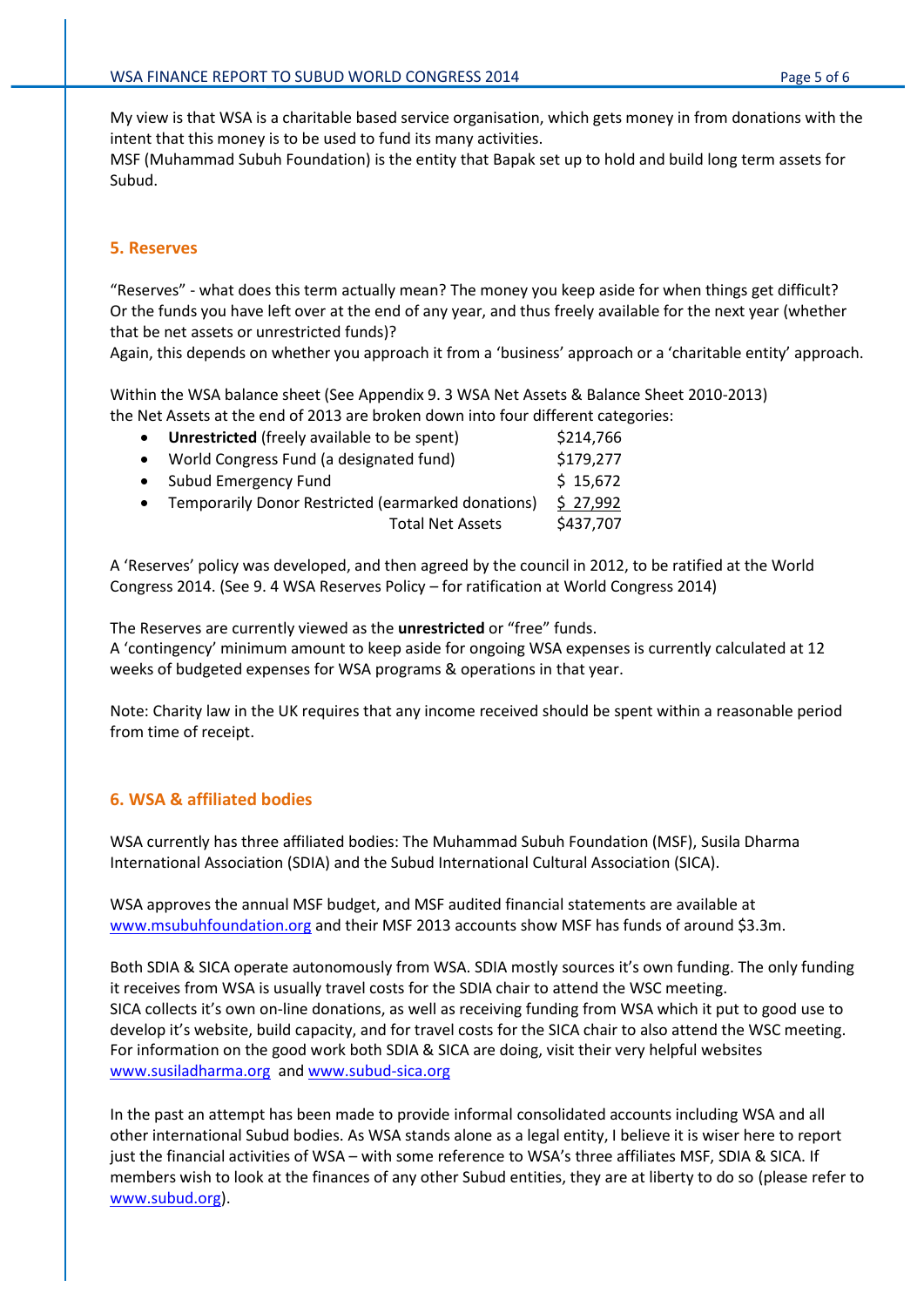My view is that WSA is a charitable based service organisation, which gets money in from donations with the intent that this money is to be used to fund its many activities.
MSF (Muhammad Subuh Foundation) is the entity that Bapak set up to hold and build long term assets for Subud.

## 5. Reserves

"Reserves" - what does this term actually mean? The money you keep aside for when things get difficult? Or the funds you have left over at the end of any year, and thus freely available for the next year (whether that be net assets or unrestricted funds)?
Again, this depends on whether you approach it from a 'business' approach or a 'charitable entity' approach.

Within the WSA balance sheet (See Appendix 9. 3 WSA Net Assets & Balance Sheet 2010-2013) the Net Assets at the end of 2013 are broken down into four different categories:

| | |
|---|---|
| • **Unrestricted** (freely available to be spent) | $214,766 |
| • World Congress Fund (a designated fund) | $179,277 |
| • Subud Emergency Fund | $ 15,672 |
| • Temporarily Donor Restricted (earmarked donations) | $ 27,992 |
| Total Net Assets | $437,707 |

A 'Reserves' policy was developed, and then agreed by the council in 2012, to be ratified at the World Congress 2014. (See 9. 4 WSA Reserves Policy – for ratification at World Congress 2014)

The Reserves are currently viewed as the **unrestricted** or "free" funds.
A 'contingency' minimum amount to keep aside for ongoing WSA expenses is currently calculated at 12 weeks of budgeted expenses for WSA programs & operations in that year.

Note: Charity law in the UK requires that any income received should be spent within a reasonable period from time of receipt.

## 6. WSA & affiliated bodies

WSA currently has three affiliated bodies: The Muhammad Subuh Foundation (MSF), Susila Dharma International Association (SDIA) and the Subud International Cultural Association (SICA).

WSA approves the annual MSF budget, and MSF audited financial statements are available at www.msubuhfoundation.org and their MSF 2013 accounts show MSF has funds of around $3.3m.

Both SDIA & SICA operate autonomously from WSA. SDIA mostly sources it's own funding. The only funding it receives from WSA is usually travel costs for the SDIA chair to attend the WSC meeting.
SICA collects it's own on-line donations, as well as receiving funding from WSA which it put to good use to develop it's website, build capacity, and for travel costs for the SICA chair to also attend the WSC meeting.
For information on the good work both SDIA & SICA are doing, visit their very helpful websites www.susiladharma.org and www.subud-sica.org

In the past an attempt has been made to provide informal consolidated accounts including WSA and all other international Subud bodies. As WSA stands alone as a legal entity, I believe it is wiser here to report just the financial activities of WSA – with some reference to WSA's three affiliates MSF, SDIA & SICA. If members wish to look at the finances of any other Subud entities, they are at liberty to do so (please refer to www.subud.org).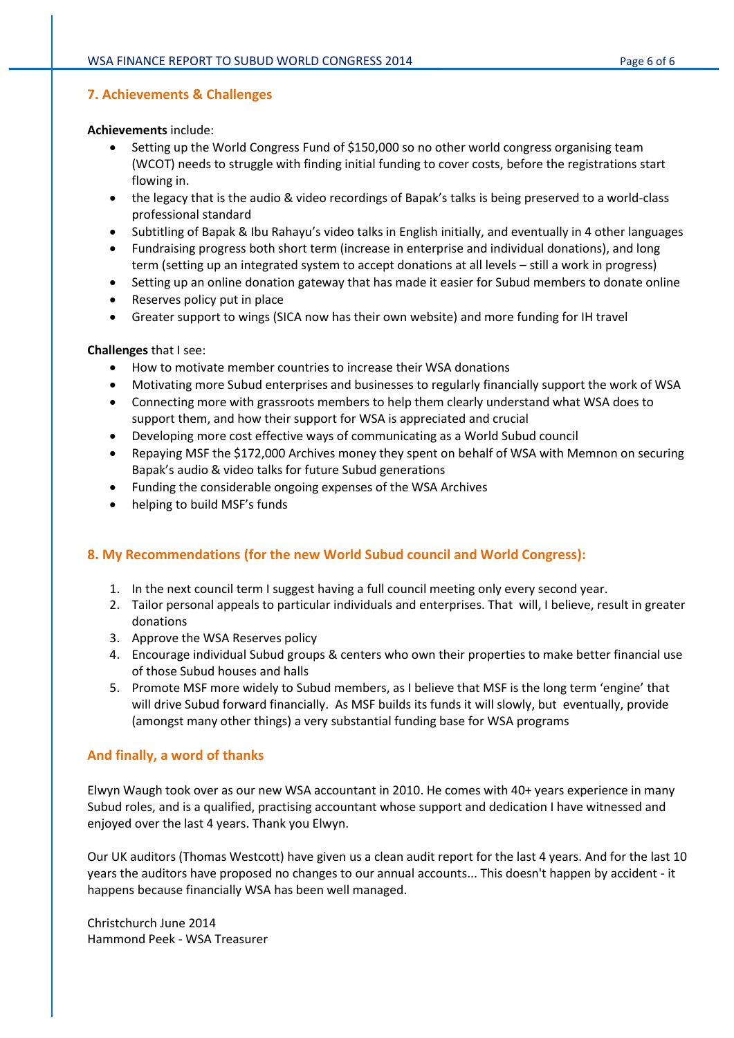## 7. Achievements & Challenges

**Achievements** include:

- Setting up the World Congress Fund of $150,000 so no other world congress organising team (WCOT) needs to struggle with finding initial funding to cover costs, before the registrations start flowing in.
- the legacy that is the audio & video recordings of Bapak's talks is being preserved to a world-class professional standard
- Subtitling of Bapak & Ibu Rahayu's video talks in English initially, and eventually in 4 other languages
- Fundraising progress both short term (increase in enterprise and individual donations), and long term (setting up an integrated system to accept donations at all levels – still a work in progress)
- Setting up an online donation gateway that has made it easier for Subud members to donate online
- Reserves policy put in place
- Greater support to wings (SICA now has their own website) and more funding for IH travel

**Challenges** that I see:

- How to motivate member countries to increase their WSA donations
- Motivating more Subud enterprises and businesses to regularly financially support the work of WSA
- Connecting more with grassroots members to help them clearly understand what WSA does to support them, and how their support for WSA is appreciated and crucial
- Developing more cost effective ways of communicating as a World Subud council
- Repaying MSF the $172,000 Archives money they spent on behalf of WSA with Memnon on securing Bapak's audio & video talks for future Subud generations
- Funding the considerable ongoing expenses of the WSA Archives
- helping to build MSF's funds

## 8. My Recommendations (for the new World Subud council and World Congress):

1. In the next council term I suggest having a full council meeting only every second year.
2. Tailor personal appeals to particular individuals and enterprises. That will, I believe, result in greater donations
3. Approve the WSA Reserves policy
4. Encourage individual Subud groups & centers who own their properties to make better financial use of those Subud houses and halls
5. Promote MSF more widely to Subud members, as I believe that MSF is the long term 'engine' that will drive Subud forward financially. As MSF builds its funds it will slowly, but eventually, provide (amongst many other things) a very substantial funding base for WSA programs

## And finally, a word of thanks

Elwyn Waugh took over as our new WSA accountant in 2010. He comes with 40+ years experience in many Subud roles, and is a qualified, practising accountant whose support and dedication I have witnessed and enjoyed over the last 4 years. Thank you Elwyn.

Our UK auditors (Thomas Westcott) have given us a clean audit report for the last 4 years. And for the last 10 years the auditors have proposed no changes to our annual accounts... This doesn't happen by accident - it happens because financially WSA has been well managed.

Christchurch June 2014
Hammond Peek - WSA Treasurer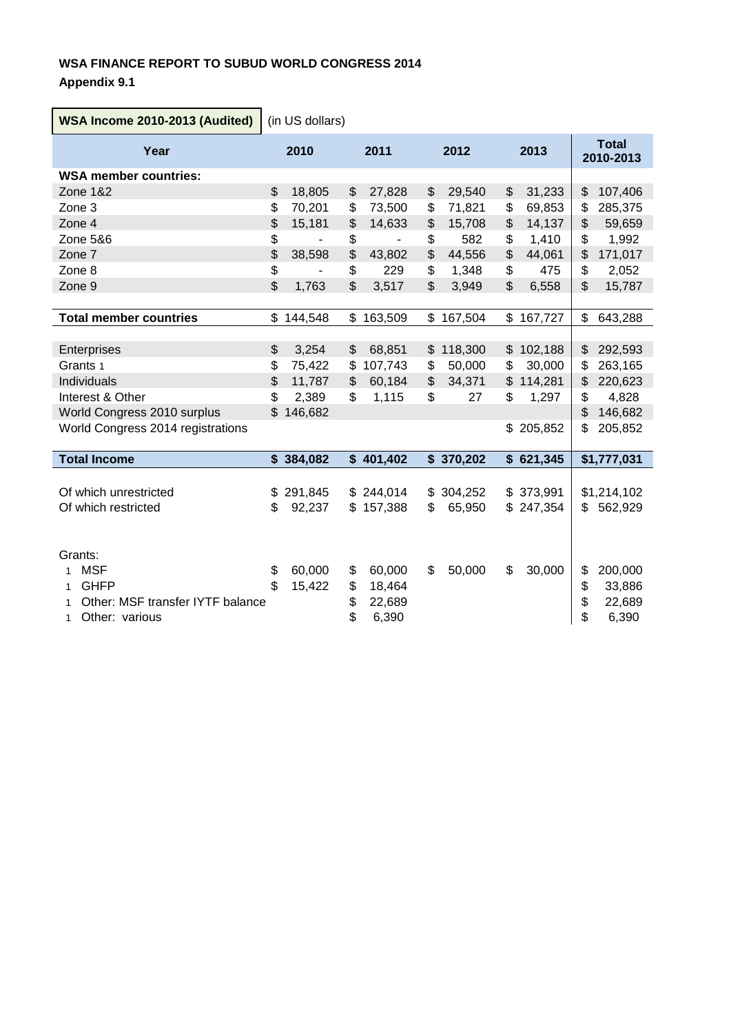**WSA FINANCE REPORT TO SUBUD WORLD CONGRESS 2014**

**Appendix 9.1**

**WSA Income 2010-2013 (Audited)** (in US dollars)

| Year | 2010 | 2011 | 2012 | 2013 | Total 2010-2013 |
|---|---|---|---|---|---|
| **WSA member countries:** | | | | | |
| Zone 1&2 | $ 18,805 | $ 27,828 | $ 29,540 | $ 31,233 | $ 107,406 |
| Zone 3 | $ 70,201 | $ 73,500 | $ 71,821 | $ 69,853 | $ 285,375 |
| Zone 4 | $ 15,181 | $ 14,633 | $ 15,708 | $ 14,137 | $ 59,659 |
| Zone 5&6 | $ - | $ - | $ 582 | $ 1,410 | $ 1,992 |
| Zone 7 | $ 38,598 | $ 43,802 | $ 44,556 | $ 44,061 | $ 171,017 |
| Zone 8 | $ - | $ 229 | $ 1,348 | $ 475 | $ 2,052 |
| Zone 9 | $ 1,763 | $ 3,517 | $ 3,949 | $ 6,558 | $ 15,787 |
| | | | | | |
| **Total member countries** | $ 144,548 | $ 163,509 | $ 167,504 | $ 167,727 | $ 643,288 |
| | | | | | |
| Enterprises | $ 3,254 | $ 68,851 | $ 118,300 | $ 102,188 | $ 292,593 |
| Grants 1 | $ 75,422 | $ 107,743 | $ 50,000 | $ 30,000 | $ 263,165 |
| Individuals | $ 11,787 | $ 60,184 | $ 34,371 | $ 114,281 | $ 220,623 |
| Interest & Other | $ 2,389 | $ 1,115 | $ 27 | $ 1,297 | $ 4,828 |
| World Congress 2010 surplus | $ 146,682 | | | | $ 146,682 |
| World Congress 2014 registrations | | | | $ 205,852 | $ 205,852 |
| | | | | | |
| **Total Income** | **$ 384,082** | **$ 401,402** | **$ 370,202** | **$ 621,345** | **$1,777,031** |
| | | | | | |
| Of which unrestricted | $ 291,845 | $ 244,014 | $ 304,252 | $ 373,991 | $1,214,102 |
| Of which restricted | $ 92,237 | $ 157,388 | $ 65,950 | $ 247,354 | $ 562,929 |
| | | | | | |
| Grants: | | | | | |
| 1 MSF | $ 60,000 | $ 60,000 | $ 50,000 | $ 30,000 | $ 200,000 |
| 1 GHFP | $ 15,422 | $ 18,464 | | | $ 33,886 |
| 1 Other: MSF transfer IYTF balance | | $ 22,689 | | | $ 22,689 |
| 1 Other: various | | $ 6,390 | | | $ 6,390 |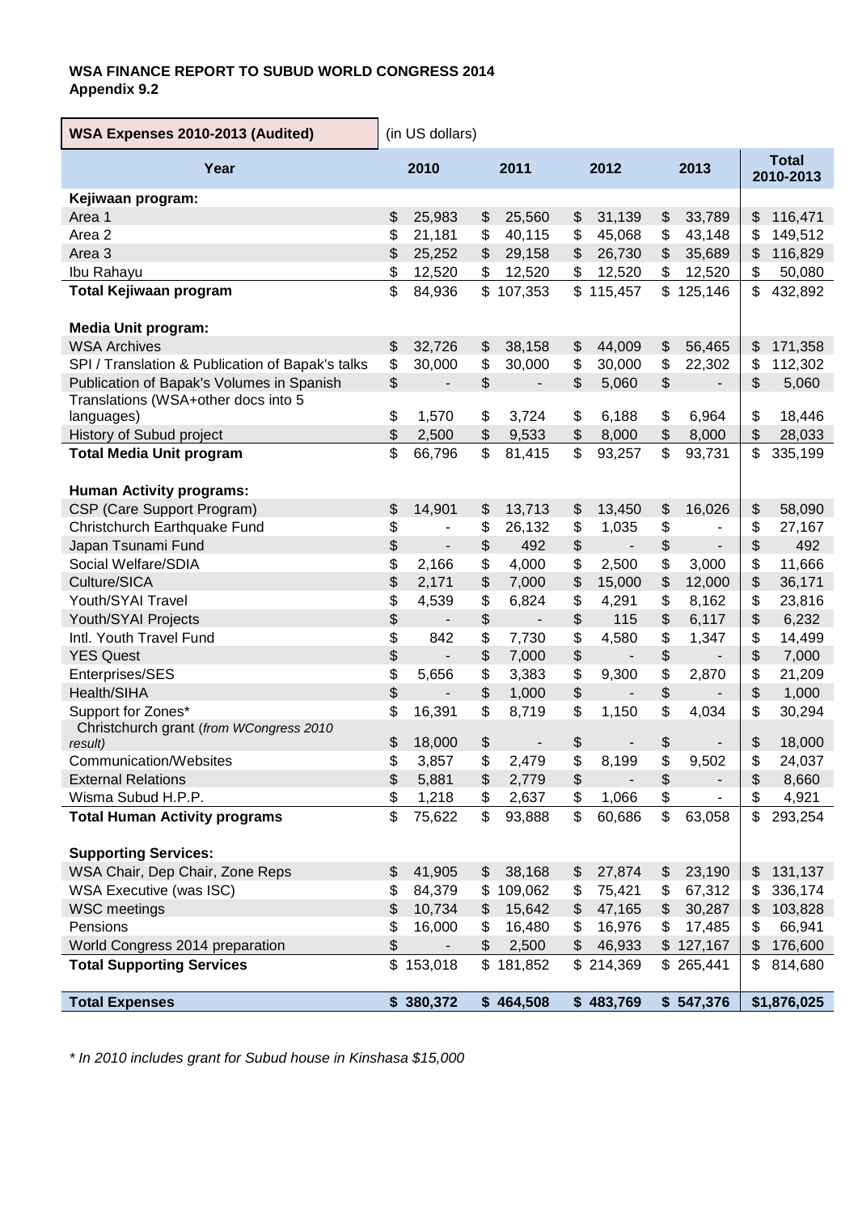**WSA FINANCE REPORT TO SUBUD WORLD CONGRESS 2014**
**Appendix 9.2**

**WSA Expenses 2010-2013 (Audited)** (in US dollars)

| Year | 2010 | 2011 | 2012 | 2013 | Total 2010-2013 |
|---|---|---|---|---|---|
| **Kejiwaan program:** | | | | | |
| Area 1 | $ 25,983 | $ 25,560 | $ 31,139 | $ 33,789 | $ 116,471 |
| Area 2 | $ 21,181 | $ 40,115 | $ 45,068 | $ 43,148 | $ 149,512 |
| Area 3 | $ 25,252 | $ 29,158 | $ 26,730 | $ 35,689 | $ 116,829 |
| Ibu Rahayu | $ 12,520 | $ 12,520 | $ 12,520 | $ 12,520 | $ 50,080 |
| **Total Kejiwaan program** | $ 84,936 | $ 107,353 | $ 115,457 | $ 125,146 | $ 432,892 |
| **Media Unit program:** | | | | | |
| WSA Archives | $ 32,726 | $ 38,158 | $ 44,009 | $ 56,465 | $ 171,358 |
| SPI / Translation & Publication of Bapak's talks | $ 30,000 | $ 30,000 | $ 30,000 | $ 22,302 | $ 112,302 |
| Publication of Bapak's Volumes in Spanish | $ - | $ - | $ 5,060 | $ - | $ 5,060 |
| Translations (WSA+other docs into 5 languages) | $ 1,570 | $ 3,724 | $ 6,188 | $ 6,964 | $ 18,446 |
| History of Subud project | $ 2,500 | $ 9,533 | $ 8,000 | $ 8,000 | $ 28,033 |
| **Total Media Unit program** | $ 66,796 | $ 81,415 | $ 93,257 | $ 93,731 | $ 335,199 |
| **Human Activity programs:** | | | | | |
| CSP (Care Support Program) | $ 14,901 | $ 13,713 | $ 13,450 | $ 16,026 | $ 58,090 |
| Christchurch Earthquake Fund | $ - | $ 26,132 | $ 1,035 | $ - | $ 27,167 |
| Japan Tsunami Fund | $ - | $ 492 | $ - | $ - | $ 492 |
| Social Welfare/SDIA | $ 2,166 | $ 4,000 | $ 2,500 | $ 3,000 | $ 11,666 |
| Culture/SICA | $ 2,171 | $ 7,000 | $ 15,000 | $ 12,000 | $ 36,171 |
| Youth/SYAI Travel | $ 4,539 | $ 6,824 | $ 4,291 | $ 8,162 | $ 23,816 |
| Youth/SYAI Projects | $ - | $ - | $ 115 | $ 6,117 | $ 6,232 |
| Intl. Youth Travel Fund | $ 842 | $ 7,730 | $ 4,580 | $ 1,347 | $ 14,499 |
| YES Quest | $ - | $ 7,000 | $ - | $ - | $ 7,000 |
| Enterprises/SES | $ 5,656 | $ 3,383 | $ 9,300 | $ 2,870 | $ 21,209 |
| Health/SIHA | $ - | $ 1,000 | $ - | $ - | $ 1,000 |
| Support for Zones* | $ 16,391 | $ 8,719 | $ 1,150 | $ 4,034 | $ 30,294 |
| Christchurch grant *(from WCongress 2010 result)* | $ 18,000 | $ - | $ - | $ - | $ 18,000 |
| Communication/Websites | $ 3,857 | $ 2,479 | $ 8,199 | $ 9,502 | $ 24,037 |
| External Relations | $ 5,881 | $ 2,779 | $ - | $ - | $ 8,660 |
| Wisma Subud H.P.P. | $ 1,218 | $ 2,637 | $ 1,066 | $ - | $ 4,921 |
| **Total Human Activity programs** | $ 75,622 | $ 93,888 | $ 60,686 | $ 63,058 | $ 293,254 |
| **Supporting Services:** | | | | | |
| WSA Chair, Dep Chair, Zone Reps | $ 41,905 | $ 38,168 | $ 27,874 | $ 23,190 | $ 131,137 |
| WSA Executive (was ISC) | $ 84,379 | $ 109,062 | $ 75,421 | $ 67,312 | $ 336,174 |
| WSC meetings | $ 10,734 | $ 15,642 | $ 47,165 | $ 30,287 | $ 103,828 |
| Pensions | $ 16,000 | $ 16,480 | $ 16,976 | $ 17,485 | $ 66,941 |
| World Congress 2014 preparation | $ - | $ 2,500 | $ 46,933 | $ 127,167 | $ 176,600 |
| **Total Supporting Services** | $ 153,018 | $ 181,852 | $ 214,369 | $ 265,441 | $ 814,680 |
| **Total Expenses** | **$ 380,372** | **$ 464,508** | **$ 483,769** | **$ 547,376** | **$1,876,025** |

*\* In 2010 includes grant for Subud house in Kinshasa $15,000*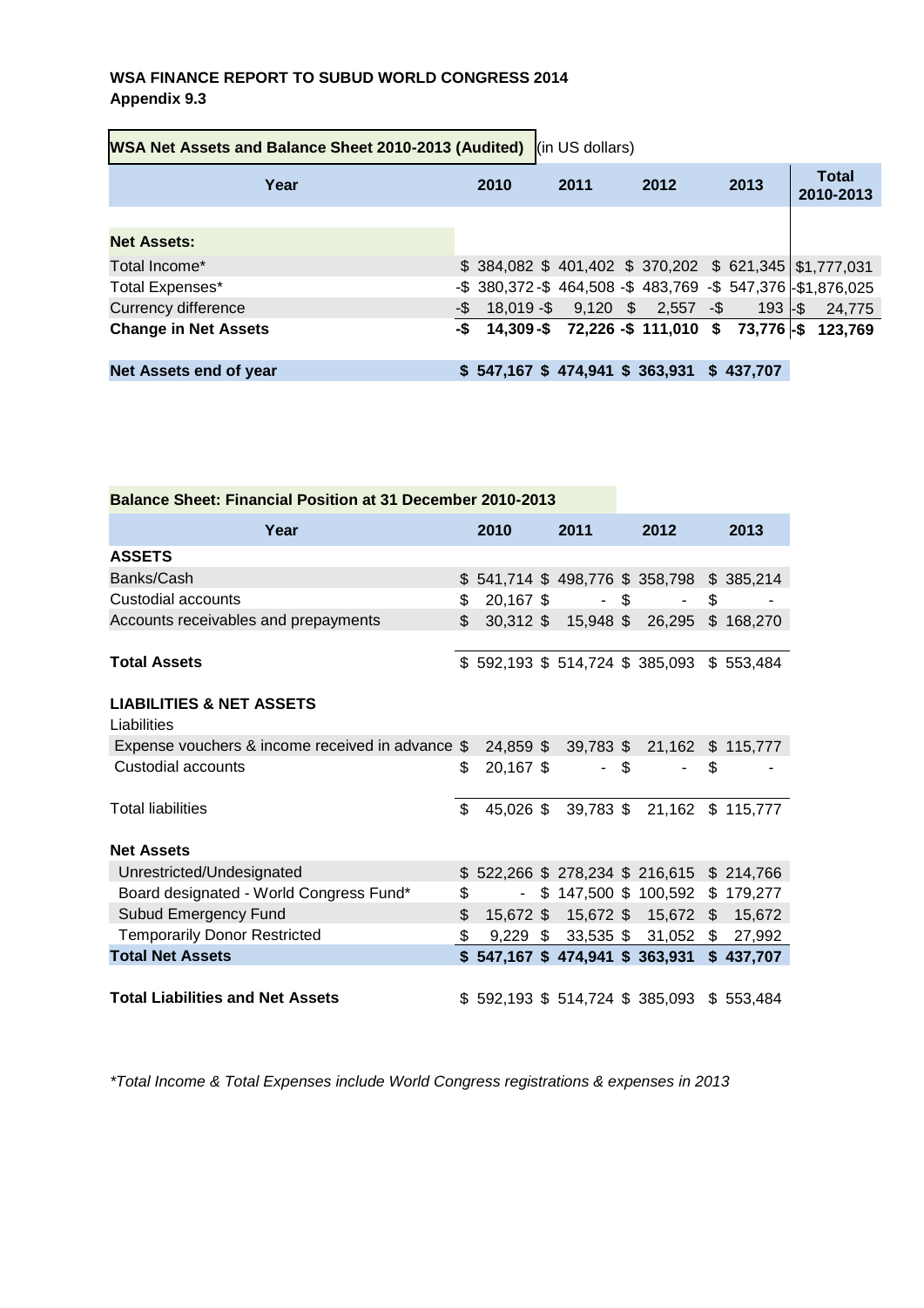**WSA FINANCE REPORT TO SUBUD WORLD CONGRESS 2014**
**Appendix 9.3**

**WSA Net Assets and Balance Sheet 2010-2013 (Audited)** (in US dollars)

| Year | 2010 | 2011 | 2012 | 2013 | Total 2010-2013 |
|---|---|---|---|---|---|
| **Net Assets:** | | | | | |
| Total Income* | $ 384,082 | $ 401,402 | $ 370,202 | $ 621,345 | $1,777,031 |
| Total Expenses* | -$ 380,372 | -$ 464,508 | -$ 483,769 | -$ 547,376 | -$1,876,025 |
| Currency difference | -$ 18,019 | -$ 9,120 | $ 2,557 | -$ 193 | -$ 24,775 |
| **Change in Net Assets** | **-$ 14,309** | **-$ 72,226** | **-$ 111,010** | **$ 73,776** | **-$ 123,769** |
| **Net Assets end of year** | **$ 547,167** | **$ 474,941** | **$ 363,931** | **$ 437,707** | |

**Balance Sheet: Financial Position at 31 December 2010-2013**

| Year | 2010 | 2011 | 2012 | 2013 |
|---|---|---|---|---|
| **ASSETS** | | | | |
| Banks/Cash | $ 541,714 | $ 498,776 | $ 358,798 | $ 385,214 |
| Custodial accounts | $ 20,167 | $ - | $ - | $ - |
| Accounts receivables and prepayments | $ 30,312 | $ 15,948 | $ 26,295 | $ 168,270 |
| **Total Assets** | $ 592,193 | $ 514,724 | $ 385,093 | $ 553,484 |
| **LIABILITIES & NET ASSETS** | | | | |
| Liabilities | | | | |
| Expense vouchers & income received in advance | $ 24,859 | $ 39,783 | $ 21,162 | $ 115,777 |
| Custodial accounts | $ 20,167 | $ - | $ - | $ - |
| Total liabilities | $ 45,026 | $ 39,783 | $ 21,162 | $ 115,777 |
| **Net Assets** | | | | |
| Unrestricted/Undesignated | $ 522,266 | $ 278,234 | $ 216,615 | $ 214,766 |
| Board designated - World Congress Fund* | $ - | $ 147,500 | $ 100,592 | $ 179,277 |
| Subud Emergency Fund | $ 15,672 | $ 15,672 | $ 15,672 | $ 15,672 |
| Temporarily Donor Restricted | $ 9,229 | $ 33,535 | $ 31,052 | $ 27,992 |
| **Total Net Assets** | **$ 547,167** | **$ 474,941** | **$ 363,931** | **$ 437,707** |
| **Total Liabilities and Net Assets** | $ 592,193 | $ 514,724 | $ 385,093 | $ 553,484 |

*\*Total Income & Total Expenses include World Congress registrations & expenses in 2013*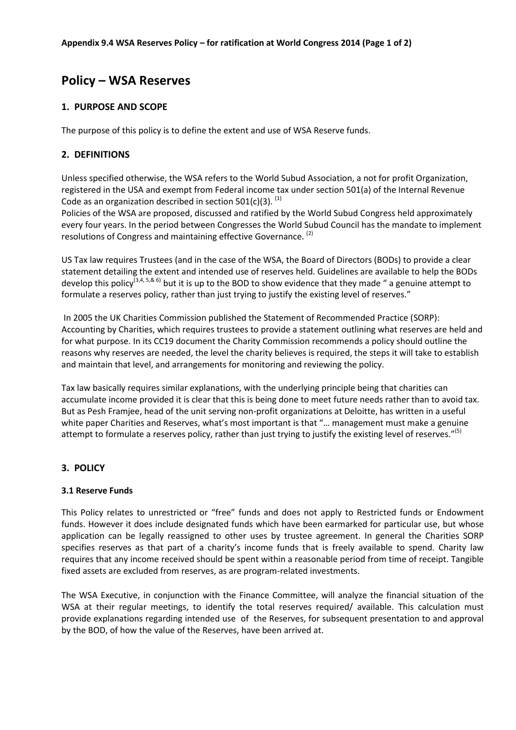**Appendix 9.4 WSA Reserves Policy – for ratification at World Congress 2014 (Page 1 of 2)**

# Policy – WSA Reserves

## 1. PURPOSE AND SCOPE

The purpose of this policy is to define the extent and use of WSA Reserve funds.

## 2. DEFINITIONS

Unless specified otherwise, the WSA refers to the World Subud Association, a not for profit Organization, registered in the USA and exempt from Federal income tax under section 501(a) of the Internal Revenue Code as an organization described in section 501(c)(3). [1]

Policies of the WSA are proposed, discussed and ratified by the World Subud Congress held approximately every four years. In the period between Congresses the World Subud Council has the mandate to implement resolutions of Congress and maintaining effective Governance. [2]

US Tax law requires Trustees (and in the case of the WSA, the Board of Directors (BODs) to provide a clear statement detailing the extent and intended use of reserves held. Guidelines are available to help the BODs develop this policy[3,4, 5,& 6] but it is up to the BOD to show evidence that they made " a genuine attempt to formulate a reserves policy, rather than just trying to justify the existing level of reserves."

In 2005 the UK Charities Commission published the Statement of Recommended Practice (SORP): Accounting by Charities, which requires trustees to provide a statement outlining what reserves are held and for what purpose. In its CC19 document the Charity Commission recommends a policy should outline the reasons why reserves are needed, the level the charity believes is required, the steps it will take to establish and maintain that level, and arrangements for monitoring and reviewing the policy.

Tax law basically requires similar explanations, with the underlying principle being that charities can accumulate income provided it is clear that this is being done to meet future needs rather than to avoid tax. But as Pesh Framjee, head of the unit serving non-profit organizations at Deloitte, has written in a useful white paper Charities and Reserves, what's most important is that "… management must make a genuine attempt to formulate a reserves policy, rather than just trying to justify the existing level of reserves."[5]

## 3. POLICY

### 3.1 Reserve Funds

This Policy relates to unrestricted or "free" funds and does not apply to Restricted funds or Endowment funds. However it does include designated funds which have been earmarked for particular use, but whose application can be legally reassigned to other uses by trustee agreement. In general the Charities SORP specifies reserves as that part of a charity's income funds that is freely available to spend. Charity law requires that any income received should be spent within a reasonable period from time of receipt. Tangible fixed assets are excluded from reserves, as are program-related investments.

The WSA Executive, in conjunction with the Finance Committee, will analyze the financial situation of the WSA at their regular meetings, to identify the total reserves required/ available. This calculation must provide explanations regarding intended use of the Reserves, for subsequent presentation to and approval by the BOD, of how the value of the Reserves, have been arrived at.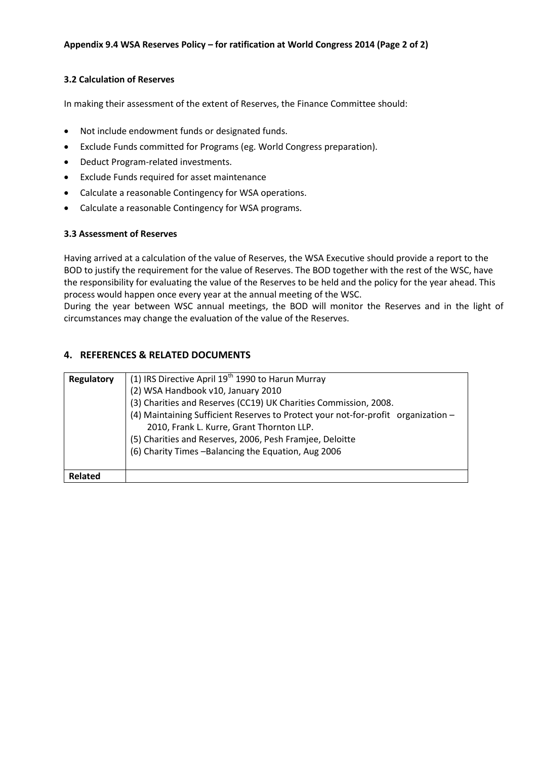**Appendix 9.4 WSA Reserves Policy – for ratification at World Congress 2014 (Page 2 of 2)**

### 3.2 Calculation of Reserves

In making their assessment of the extent of Reserves, the Finance Committee should:

- Not include endowment funds or designated funds.
- Exclude Funds committed for Programs (eg. World Congress preparation).
- Deduct Program-related investments.
- Exclude Funds required for asset maintenance
- Calculate a reasonable Contingency for WSA operations.
- Calculate a reasonable Contingency for WSA programs.

### 3.3 Assessment of Reserves

Having arrived at a calculation of the value of Reserves, the WSA Executive should provide a report to the BOD to justify the requirement for the value of Reserves. The BOD together with the rest of the WSC, have the responsibility for evaluating the value of the Reserves to be held and the policy for the year ahead. This process would happen once every year at the annual meeting of the WSC.

During the year between WSC annual meetings, the BOD will monitor the Reserves and in the light of circumstances may change the evaluation of the value of the Reserves.

## 4. REFERENCES & RELATED DOCUMENTS

| | |
|---|---|
| **Regulatory** | (1) IRS Directive April 19th 1990 to Harun Murray<br>(2) WSA Handbook v10, January 2010<br>(3) Charities and Reserves (CC19) UK Charities Commission, 2008.<br>(4) Maintaining Sufficient Reserves to Protect your not-for-profit organization – 2010, Frank L. Kurre, Grant Thornton LLP.<br>(5) Charities and Reserves, 2006, Pesh Framjee, Deloitte<br>(6) Charity Times –Balancing the Equation, Aug 2006 |
| **Related** | |